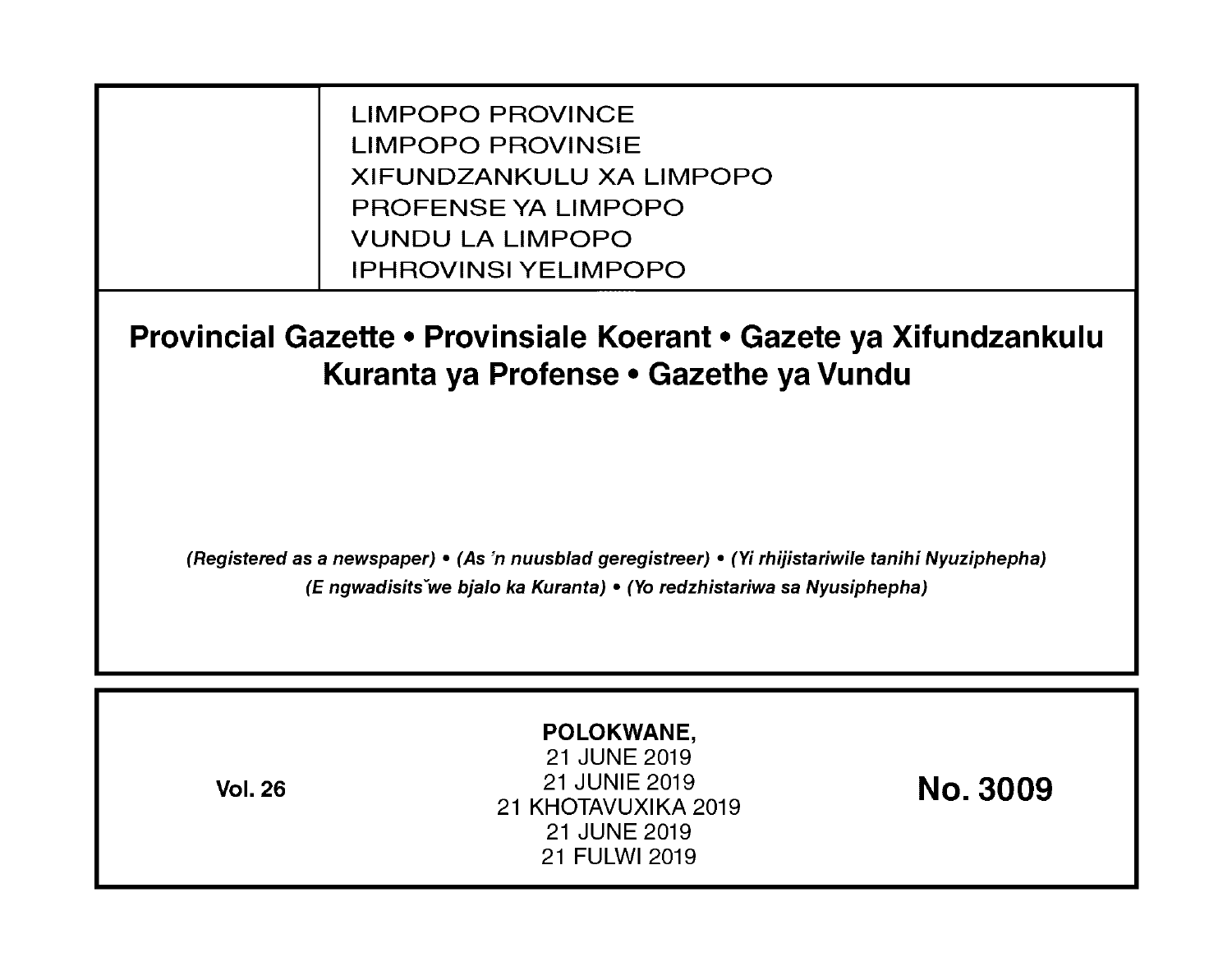LIMPOPO PROVINCE
LIMPOPO PROVINSIE
XIFUNDZANKULU XA LIMPOPO
PROFENSE YA LIMPOPO
VUNDU LA LIMPOPO
IPHROVINSI YELIMPOPO

# Provincial Gazette • Provinsiale Koerant • Gazete ya Xifundzankulu Kuranta ya Profense • Gazethe ya Vundu

*(Registered as a newspaper) • (As 'n nuusblad geregistreer) • (Yi rhijistariwile tanihi Nyuziphepha) (E ngwadisitšwe bjalo ka Kuranta) • (Yo redzhistariwa sa Nyusiphepha)*

**Vol. 26**

**POLOKWANE,**
21 JUNE 2019
21 JUNIE 2019
21 KHOTAVUXIKA 2019
21 JUNE 2019
21 FULWI 2019

**No. 3009**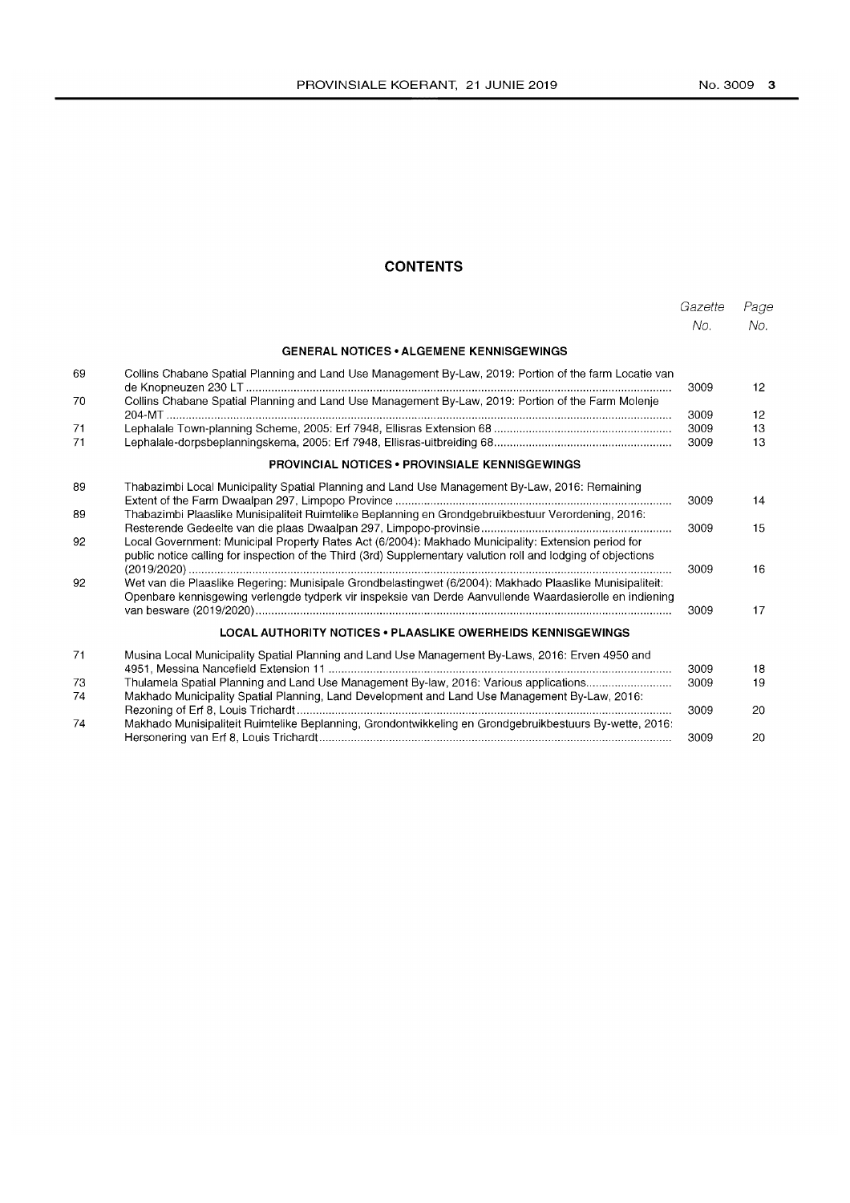## CONTENTS

| | | Gazette No. | Page No. |
|---|---|---|---|
| | **GENERAL NOTICES • ALGEMENE KENNISGEWINGS** | | |
| 69 | Collins Chabane Spatial Planning and Land Use Management By-Law, 2019: Portion of the farm Locatie van de Knopneuzen 230 LT | 3009 | 12 |
| 70 | Collins Chabane Spatial Planning and Land Use Management By-Law, 2019: Portion of the Farm Molenje 204-MT | 3009 | 12 |
| 71 | Lephalale Town-planning Scheme, 2005: Erf 7948, Ellisras Extension 68 | 3009 | 13 |
| 71 | Lephalale-dorpsbeplanningskema, 2005: Erf 7948, Ellisras-uitbreiding 68 | 3009 | 13 |
| | **PROVINCIAL NOTICES • PROVINSIALE KENNISGEWINGS** | | |
| 89 | Thabazimbi Local Municipality Spatial Planning and Land Use Management By-Law, 2016: Remaining Extent of the Farm Dwaalpan 297, Limpopo Province | 3009 | 14 |
| 89 | Thabazimbi Plaaslike Munisipaliteit Ruimtelike Beplanning en Grondgebruikbestuur Verordening, 2016: Resterende Gedeelte van die plaas Dwaalpan 297, Limpopo-provinsie | 3009 | 15 |
| 92 | Local Government: Municipal Property Rates Act (6/2004): Makhado Municipality: Extension period for public notice calling for inspection of the Third (3rd) Supplementary valution roll and lodging of objections (2019/2020) | 3009 | 16 |
| 92 | Wet van die Plaaslike Regering: Munisipale Grondbelastingwet (6/2004): Makhado Plaaslike Munisipaliteit: Openbare kennisgewing verlengde tydperk vir inspeksie van Derde Aanvullende Waardasierolle en indiening van besware (2019/2020) | 3009 | 17 |
| | **LOCAL AUTHORITY NOTICES • PLAASLIKE OWERHEIDS KENNISGEWINGS** | | |
| 71 | Musina Local Municipality Spatial Planning and Land Use Management By-Laws, 2016: Erven 4950 and 4951, Messina Nancefield Extension 11 | 3009 | 18 |
| 73 | Thulamela Spatial Planning and Land Use Management By-law, 2016: Various applications | 3009 | 19 |
| 74 | Makhado Municipality Spatial Planning, Land Development and Land Use Management By-Law, 2016: Rezoning of Erf 8, Louis Trichardt | 3009 | 20 |
| 74 | Makhado Munisipaliteit Ruimtelike Beplanning, Grondontwikkeling en Grondgebruikbestuurs By-wette, 2016: Hersonering van Erf 8, Louis Trichardt | 3009 | 20 |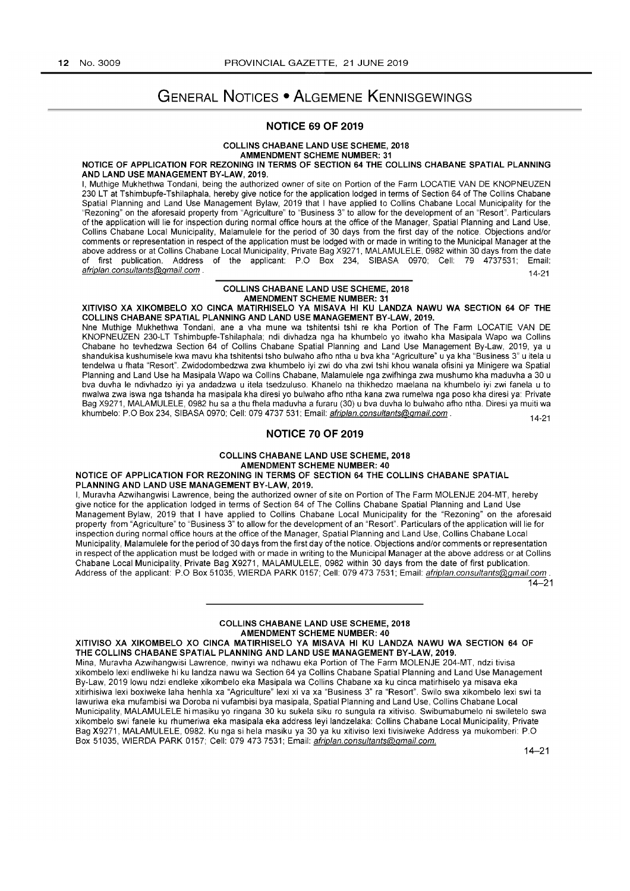# General Notices • Algemene Kennisgewings

## NOTICE 69 OF 2019

**COLLINS CHABANE LAND USE SCHEME, 2018**
**AMMENDMENT SCHEME NUMBER: 31**

**NOTICE OF APPLICATION FOR REZONING IN TERMS OF SECTION 64 THE COLLINS CHABANE SPATIAL PLANNING AND LAND USE MANAGEMENT BY-LAW, 2019.**

I, Muthige Mukhethwa Tondani, being the authorized owner of site on Portion of the Farm LOCATIE VAN DE KNOPNEUZEN 230 LT at Tshimbupfe-Tshilaphala, hereby give notice for the application lodged in terms of Section 64 of The Collins Chabane Spatial Planning and Land Use Management Bylaw, 2019 that I have applied to Collins Chabane Local Municipality for the "Rezoning" on the aforesaid property from "Agriculture" to "Business 3" to allow for the development of an "Resort". Particulars of the application will lie for inspection during normal office hours at the office of the Manager, Spatial Planning and Land Use, Collins Chabane Local Municipality, Malamulele for the period of 30 days from the first day of the notice. Objections and/or comments or representation in respect of the application must be lodged with or made in writing to the Municipal Manager at the above address or at Collins Chabane Local Municipality, Private Bag X9271, MALAMULELE, 0982 within 30 days from the date of first publication. Address of the applicant: P.O Box 234, SIBASA 0970; Cell: 79 4737531; Email: afriplan.consultants@gmail.com .

14-21

**COLLINS CHABANE LAND USE SCHEME, 2018**
**AMENDMENT SCHEME NUMBER: 31**

**XITIVISO XA XIKOMBELO XO CINCA MATIRHISELO YA MISAVA HI KU LANDZA NAWU WA SECTION 64 OF THE COLLINS CHABANE SPATIAL PLANNING AND LAND USE MANAGEMENT BY-LAW, 2019.**

Nne Muthige Mukhethwa Tondani, ane a vha mune wa tshitentsi tshi re kha Portion of The Farm LOCATIE VAN DE KNOPNEUZEN 230-LT Tshimbupfe-Tshilaphala; ndi divhadza nga ha khumbelo yo itwaho kha Masipala Wapo wa Collins Chabane ho tevhedzwa Section 64 of Collins Chabane Spatial Planning and Land Use Management By-Law, 2019, ya u shandukisa kushumisele kwa mavu kha tshitentsi tsho bulwaho afho ntha u bva kha "Agriculture" u ya kha "Business 3" u itela u tendelwa u fhata "Resort". Zwidodombedzwa zwa khumbelo iyi zwi do vha zwi tshi khou wanala ofisini ya Minigere wa Spatial Planning and Land Use ha Masipala Wapo wa Collins Chabane, Malamulele nga zwifhinga zwa mushumo kha maduvha a 30 u bva duvha le ndivhadzo iyi ya andadzwa u itela tsedzuluso. Khanelo na thikhedzo maelana na khumbelo iyi zwi fanela u to nwalwa zwa iswa nga tshanda ha masipala kha diresi yo bulwaho afho ntha kana zwa rumelwa nga poso kha diresi ya: Private Bag X9271, MALAMULELE, 0982 hu sa a thu fhela maduvha a furaru (30) u bva duvha lo bulwaho afho ntha. Diresi ya muiti wa khumbelo: P.O Box 234, SIBASA 0970; Cell: 079 4737 531; Email: afriplan.consultants@gmail.com .

14-21

## NOTICE 70 OF 2019

**COLLINS CHABANE LAND USE SCHEME, 2018**
**AMENDMENT SCHEME NUMBER: 40**

**NOTICE OF APPLICATION FOR REZONING IN TERMS OF SECTION 64 THE COLLINS CHABANE SPATIAL PLANNING AND LAND USE MANAGEMENT BY-LAW, 2019.**

I, Muravha Azwihangwisi Lawrence, being the authorized owner of site on Portion of The Farm MOLENJE 204-MT, hereby give notice for the application lodged in terms of Section 64 of The Collins Chabane Spatial Planning and Land Use Management Bylaw, 2019 that I have applied to Collins Chabane Local Municipality for the "Rezoning" on the aforesaid property from "Agriculture" to "Business 3" to allow for the development of an "Resort". Particulars of the application will lie for inspection during normal office hours at the office of the Manager, Spatial Planning and Land Use, Collins Chabane Local Municipality, Malamulele for the period of 30 days from the first day of the notice. Objections and/or comments or representation in respect of the application must be lodged with or made in writing to the Municipal Manager at the above address or at Collins Chabane Local Municipality, Private Bag X9271, MALAMULELE, 0982 within 30 days from the date of first publication. Address of the applicant: P.O Box 51035, WIERDA PARK 0157; Cell: 079 473 7531; Email: afriplan.consultants@gmail.com .

14–21

**COLLINS CHABANE LAND USE SCHEME, 2018**
**AMENDMENT SCHEME NUMBER: 40**

**XITIVISO XA XIKOMBELO XO CINCA MATIRHISELO YA MISAVA HI KU LANDZA NAWU WA SECTION 64 OF THE COLLINS CHABANE SPATIAL PLANNING AND LAND USE MANAGEMENT BY-LAW, 2019.**

Mina, Muravha Azwihangwisi Lawrence, nwinyi wa ndhawu eka Portion of The Farm MOLENJE 204-MT, ndzi tivisa xikombelo lexi endliweke hi ku landza nawu wa Section 64 ya Collins Chabane Spatial Planning and Land Use Management By-Law, 2019 lowu ndzi endleke xikombelo eka Masipala wa Collins Chabane xa ku cinca matirhiselo ya misava eka xitirhisiwa lexi boxiweke laha henhla xa "Agriculture" lexi xi va xa "Business 3" ra "Resort". Swilo swa xikombelo lexi swi ta lawuriwa eka mufambisi wa Doroba ni vufambisi bya masipala, Spatial Planning and Land Use, Collins Chabane Local Municipality, MALAMULELE hi masiku yo ringana 30 ku sukela siku ro sungula ra xitiviso. Swibumabumelo ni swiletelo swa xikombelo swi fanele ku rhumeriwa eka masipala eka address leyi landzelaka: Collins Chabane Local Municipality, Private Bag X9271, MALAMULELE, 0982. Ku nga si hela masiku ya 30 ya ku xitiviso lexi tivisiweke Address ya mukomberi: P.O Box 51035, WIERDA PARK 0157; Cell: 079 473 7531; Email: afriplan.consultants@gmail.com.

14–21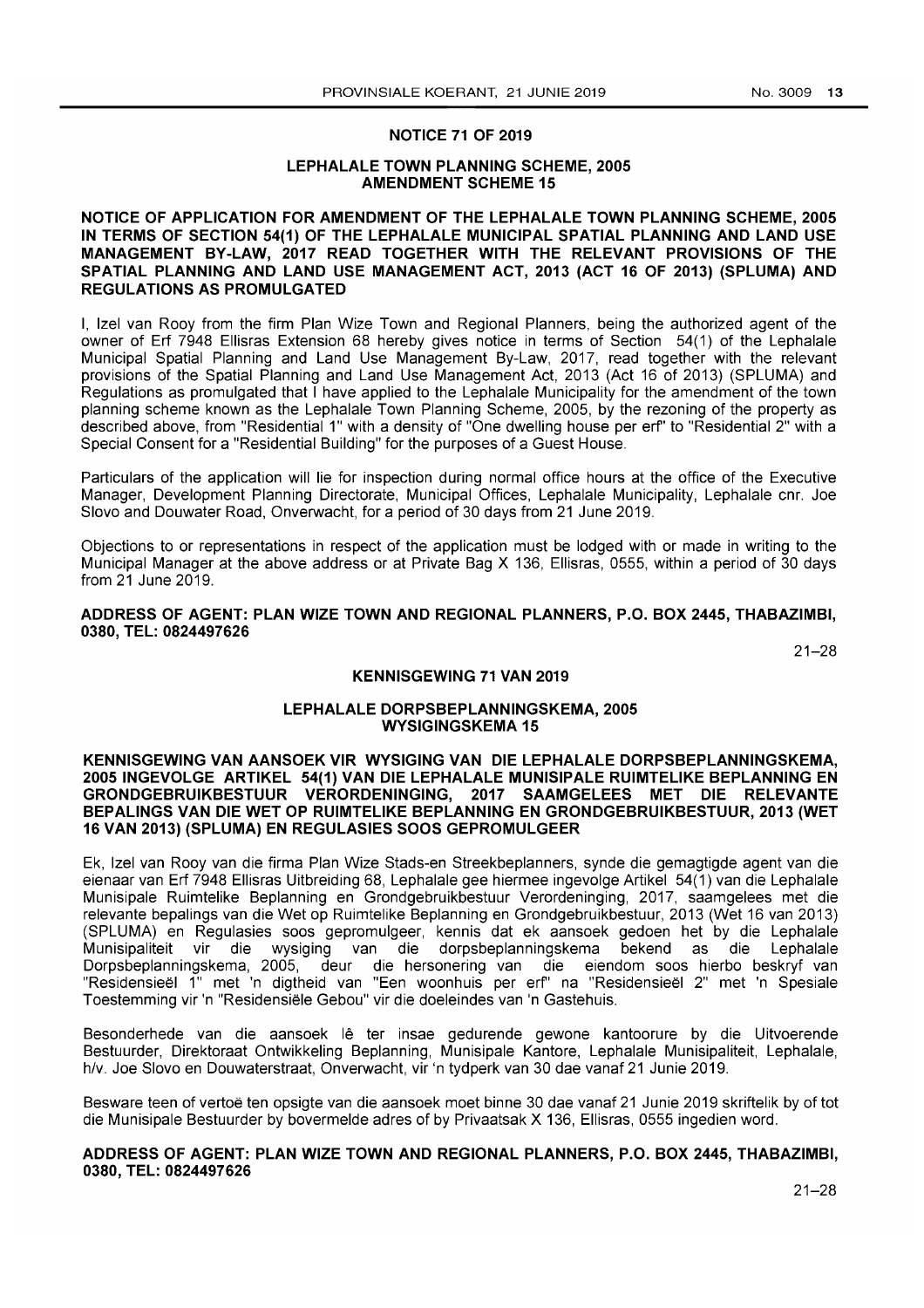## NOTICE 71 OF 2019

### LEPHALALE TOWN PLANNING SCHEME, 2005 AMENDMENT SCHEME 15

**NOTICE OF APPLICATION FOR AMENDMENT OF THE LEPHALALE TOWN PLANNING SCHEME, 2005 IN TERMS OF SECTION 54(1) OF THE LEPHALALE MUNICIPAL SPATIAL PLANNING AND LAND USE MANAGEMENT BY-LAW, 2017 READ TOGETHER WITH THE RELEVANT PROVISIONS OF THE SPATIAL PLANNING AND LAND USE MANAGEMENT ACT, 2013 (ACT 16 OF 2013) (SPLUMA) AND REGULATIONS AS PROMULGATED**

I, Izel van Rooy from the firm Plan Wize Town and Regional Planners, being the authorized agent of the owner of Erf 7948 Ellisras Extension 68 hereby gives notice in terms of Section 54(1) of the Lephalale Municipal Spatial Planning and Land Use Management By-Law, 2017, read together with the relevant provisions of the Spatial Planning and Land Use Management Act, 2013 (Act 16 of 2013) (SPLUMA) and Regulations as promulgated that I have applied to the Lephalale Municipality for the amendment of the town planning scheme known as the Lephalale Town Planning Scheme, 2005, by the rezoning of the property as described above, from "Residential 1" with a density of "One dwelling house per erf" to "Residential 2" with a Special Consent for a "Residential Building" for the purposes of a Guest House.

Particulars of the application will lie for inspection during normal office hours at the office of the Executive Manager, Development Planning Directorate, Municipal Offices, Lephalale Municipality, Lephalale cnr. Joe Slovo and Douwater Road, Onverwacht, for a period of 30 days from 21 June 2019.

Objections to or representations in respect of the application must be lodged with or made in writing to the Municipal Manager at the above address or at Private Bag X 136, Ellisras, 0555, within a period of 30 days from 21 June 2019.

**ADDRESS OF AGENT: PLAN WIZE TOWN AND REGIONAL PLANNERS, P.O. BOX 2445, THABAZIMBI, 0380, TEL: 0824497626**

21–28

## KENNISGEWING 71 VAN 2019

### LEPHALALE DORPSBEPLANNINGSKEMA, 2005 WYSIGINGSKEMA 15

**KENNISGEWING VAN AANSOEK VIR WYSIGING VAN DIE LEPHALALE DORPSBEPLANNINGSKEMA, 2005 INGEVOLGE ARTIKEL 54(1) VAN DIE LEPHALALE MUNISIPALE RUIMTELIKE BEPLANNING EN GRONDGEBRUIKBESTUUR VERORDENINGING, 2017 SAAMGELEES MET DIE RELEVANTE BEPALINGS VAN DIE WET OP RUIMTELIKE BEPLANNING EN GRONDGEBRUIKBESTUUR, 2013 (WET 16 VAN 2013) (SPLUMA) EN REGULASIES SOOS GEPROMULGEER**

Ek, Izel van Rooy van die firma Plan Wize Stads-en Streekbeplanners, synde die gemagtigde agent van die eienaar van Erf 7948 Ellisras Uitbreiding 68, Lephalale gee hiermee ingevolge Artikel 54(1) van die Lephalale Munisipale Ruimtelike Beplanning en Grondgebruikbestuur Verordeninging, 2017, saamgelees met die relevante bepalings van die Wet op Ruimtelike Beplanning en Grondgebruikbestuur, 2013 (Wet 16 van 2013) (SPLUMA) en Regulasies soos gepromulgeer, kennis dat ek aansoek gedoen het by die Lephalale Munisipaliteit vir die wysiging van die dorpsbeplanningskema bekend as die Lephalale Dorpsbeplanningskema, 2005, deur die hersonering van die eiendom soos hierbo beskryf van "Residensieël 1" met 'n digtheid van "Een woonhuis per erf" na "Residensieël 2" met 'n Spesiale Toestemming vir 'n "Residensiële Gebou" vir die doeleindes van 'n Gastehuis.

Besonderhede van die aansoek lê ter insae gedurende gewone kantoorure by die Uitvoerende Bestuurder, Direktoraat Ontwikkeling Beplanning, Munisipale Kantore, Lephalale Munisipaliteit, Lephalale, h/v. Joe Slovo en Douwaterstraat, Onverwacht, vir 'n tydperk van 30 dae vanaf 21 Junie 2019.

Besware teen of vertoë ten opsigte van die aansoek moet binne 30 dae vanaf 21 Junie 2019 skriftelik by of tot die Munisipale Bestuurder by bovermelde adres of by Privaatsak X 136, Ellisras, 0555 ingedien word.

**ADDRESS OF AGENT: PLAN WIZE TOWN AND REGIONAL PLANNERS, P.O. BOX 2445, THABAZIMBI, 0380, TEL: 0824497626**

21–28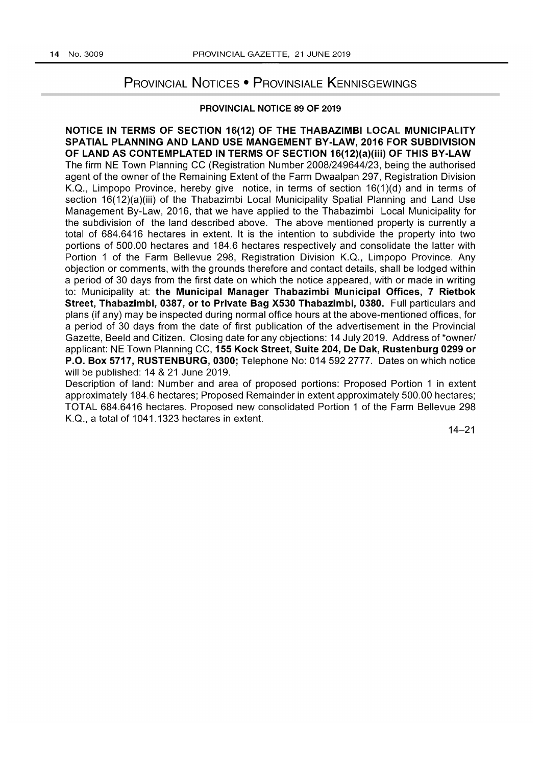# Provincial Notices • Provinsiale Kennisgewings

## PROVINCIAL NOTICE 89 OF 2019

**NOTICE IN TERMS OF SECTION 16(12) OF THE THABAZIMBI LOCAL MUNICIPALITY SPATIAL PLANNING AND LAND USE MANGEMENT BY-LAW, 2016 FOR SUBDIVISION OF LAND AS CONTEMPLATED IN TERMS OF SECTION 16(12)(a)(iii) OF THIS BY-LAW**

The firm NE Town Planning CC (Registration Number 2008/249644/23, being the authorised agent of the owner of the Remaining Extent of the Farm Dwaalpan 297, Registration Division K.Q., Limpopo Province, hereby give notice, in terms of section 16(1)(d) and in terms of section 16(12)(a)(iii) of the Thabazimbi Local Municipality Spatial Planning and Land Use Management By-Law, 2016, that we have applied to the Thabazimbi Local Municipality for the subdivision of the land described above. The above mentioned property is currently a total of 684.6416 hectares in extent. It is the intention to subdivide the property into two portions of 500.00 hectares and 184.6 hectares respectively and consolidate the latter with Portion 1 of the Farm Bellevue 298, Registration Division K.Q., Limpopo Province. Any objection or comments, with the grounds therefore and contact details, shall be lodged within a period of 30 days from the first date on which the notice appeared, with or made in writing to: Municipality at: **the Municipal Manager Thabazimbi Municipal Offices, 7 Rietbok Street, Thabazimbi, 0387, or to Private Bag X530 Thabazimbi, 0380.** Full particulars and plans (if any) may be inspected during normal office hours at the above-mentioned offices, for a period of 30 days from the date of first publication of the advertisement in the Provincial Gazette, Beeld and Citizen. Closing date for any objections: 14 July 2019. Address of *owner/ applicant: NE Town Planning CC, **155 Kock Street, Suite 204, De Dak, Rustenburg 0299 or P.O. Box 5717, RUSTENBURG, 0300;** Telephone No: 014 592 2777. Dates on which notice will be published: 14 & 21 June 2019.

Description of land: Number and area of proposed portions: Proposed Portion 1 in extent approximately 184.6 hectares; Proposed Remainder in extent approximately 500.00 hectares; TOTAL 684.6416 hectares. Proposed new consolidated Portion 1 of the Farm Bellevue 298 K.Q., a total of 1041.1323 hectares in extent.

14–21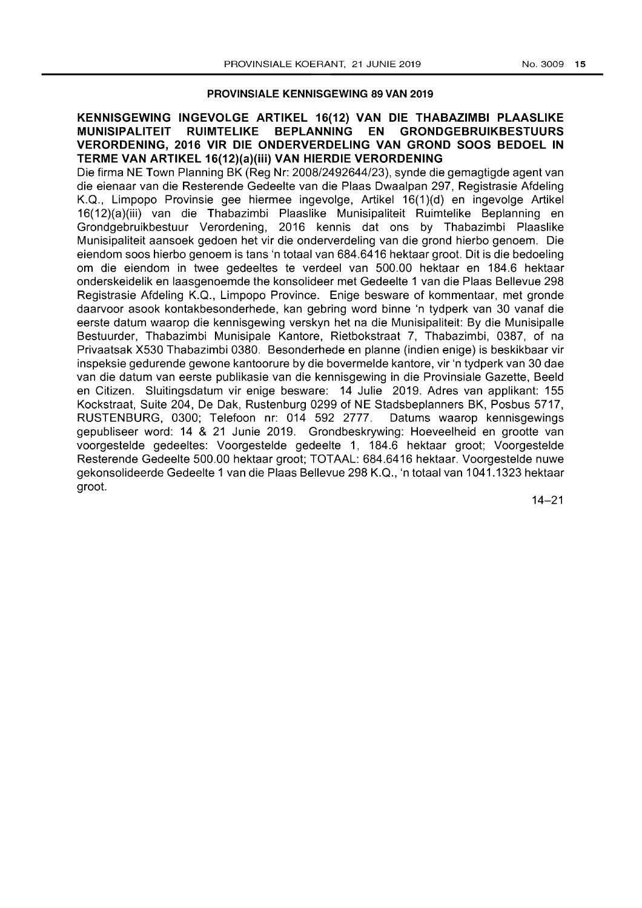## PROVINSIALE KENNISGEWING 89 VAN 2019

### KENNISGEWING INGEVOLGE ARTIKEL 16(12) VAN DIE THABAZIMBI PLAASLIKE MUNISIPALITEIT RUIMTELIKE BEPLANNING EN GRONDGEBRUIKBESTUURS VERORDENING, 2016 VIR DIE ONDERVERDELING VAN GROND SOOS BEDOEL IN TERME VAN ARTIKEL 16(12)(a)(iii) VAN HIERDIE VERORDENING

Die firma NE Town Planning BK (Reg Nr: 2008/2492644/23), synde die gemagtigde agent van die eienaar van die Resterende Gedeelte van die Plaas Dwaalpan 297, Registrasie Afdeling K.Q., Limpopo Provinsie gee hiermee ingevolge, Artikel 16(1)(d) en ingevolge Artikel 16(12)(a)(iii) van die Thabazimbi Plaaslike Munisipaliteit Ruimtelike Beplanning en Grondgebruikbestuur Verordening, 2016 kennis dat ons by Thabazimbi Plaaslike Munisipaliteit aansoek gedoen het vir die onderverdeling van die grond hierbo genoem. Die eiendom soos hierbo genoem is tans 'n totaal van 684.6416 hektaar groot. Dit is die bedoeling om die eiendom in twee gedeeltes te verdeel van 500.00 hektaar en 184.6 hektaar onderskeidelik en laasgenoemde the konsolideer met Gedeelte 1 van die Plaas Bellevue 298 Registrasie Afdeling K.Q., Limpopo Province. Enige besware of kommentaar, met gronde daarvoor asook kontakbesonderhede, kan gebring word binne 'n tydperk van 30 vanaf die eerste datum waarop die kennisgewing verskyn het na die Munisipaliteit: By die Munisipalle Bestuurder, Thabazimbi Munisipale Kantore, Rietbokstraat 7, Thabazimbi, 0387, of na Privaatsak X530 Thabazimbi 0380. Besonderhede en planne (indien enige) is beskikbaar vir inspeksie gedurende gewone kantoorure by die bovermelde kantore, vir 'n tydperk van 30 dae van die datum van eerste publikasie van die kennisgewing in die Provinsiale Gazette, Beeld en Citizen. Sluitingsdatum vir enige besware: 14 Julie 2019. Adres van applikant: 155 Kockstraat, Suite 204, De Dak, Rustenburg 0299 of NE Stadsbeplanners BK, Posbus 5717, RUSTENBURG, 0300; Telefoon nr: 014 592 2777. Datums waarop kennisgewings gepubliseer word: 14 & 21 Junie 2019. Grondbeskrywing: Hoeveelheid en grootte van voorgestelde gedeeltes: Voorgestelde gedeelte 1, 184.6 hektaar groot; Voorgestelde Resterende Gedeelte 500.00 hektaar groot; TOTAAL: 684.6416 hektaar. Voorgestelde nuwe gekonsolideerde Gedeelte 1 van die Plaas Bellevue 298 K.Q., 'n totaal van 1041.1323 hektaar groot.

14–21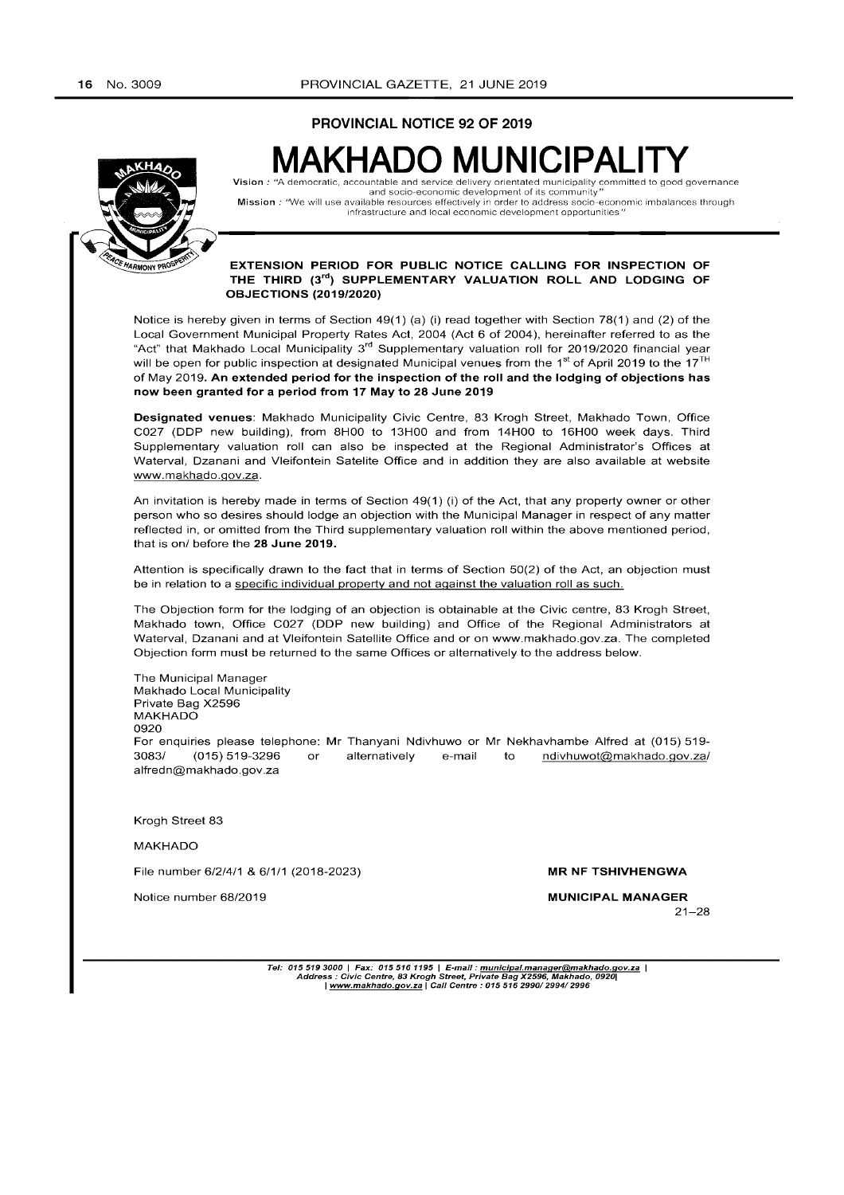## PROVINCIAL NOTICE 92 OF 2019

# MAKHADO MUNICIPALITY

**Vision** : "A democratic, accountable and service delivery orientated municipality committed to good governance and socio-economic development of its community"

**Mission** : "We will use available resources effectively in order to address socio-economic imbalances through infrastructure and local economic development opportunities"

### EXTENSION PERIOD FOR PUBLIC NOTICE CALLING FOR INSPECTION OF THE THIRD (3rd) SUPPLEMENTARY VALUATION ROLL AND LODGING OF OBJECTIONS (2019/2020)

Notice is hereby given in terms of Section 49(1) (a) (i) read together with Section 78(1) and (2) of the Local Government Municipal Property Rates Act, 2004 (Act 6 of 2004), hereinafter referred to as the "Act" that Makhado Local Municipality 3rd Supplementary valuation roll for 2019/2020 financial year will be open for public inspection at designated Municipal venues from the 1st of April 2019 to the 17TH of May 2019. **An extended period for the inspection of the roll and the lodging of objections has now been granted for a period from 17 May to 28 June 2019**

**Designated venues**: Makhado Municipality Civic Centre, 83 Krogh Street, Makhado Town, Office C027 (DDP new building), from 8H00 to 13H00 and from 14H00 to 16H00 week days. Third Supplementary valuation roll can also be inspected at the Regional Administrator's Offices at Waterval, Dzanani and Vleifontein Satelite Office and in addition they are also available at website www.makhado.gov.za.

An invitation is hereby made in terms of Section 49(1) (i) of the Act, that any property owner or other person who so desires should lodge an objection with the Municipal Manager in respect of any matter reflected in, or omitted from the Third supplementary valuation roll within the above mentioned period, that is on/ before the **28 June 2019.**

Attention is specifically drawn to the fact that in terms of Section 50(2) of the Act, an objection must be in relation to a specific individual property and not against the valuation roll as such.

The Objection form for the lodging of an objection is obtainable at the Civic centre, 83 Krogh Street, Makhado town, Office C027 (DDP new building) and Office of the Regional Administrators at Waterval, Dzanani and at Vleifontein Satellite Office and or on www.makhado.gov.za. The completed Objection form must be returned to the same Offices or alternatively to the address below.

The Municipal Manager
Makhado Local Municipality
Private Bag X2596
MAKHADO
0920
For enquiries please telephone: Mr Thanyani Ndivhuwo or Mr Nekhavhambe Alfred at (015) 519-3083/ (015) 519-3296 or alternatively e-mail to ndivhuwot@makhado.gov.za/ alfredn@makhado.gov.za

Krogh Street 83

MAKHADO

File number 6/2/4/1 & 6/1/1 (2018-2023)

Notice number 68/2019

**MR NF TSHIVHENGWA**

**MUNICIPAL MANAGER**

21–28

*Tel: 015 519 3000 | Fax: 015 516 1195 | E-mail : municipal.manager@makhado.gov.za | Address : Civic Centre, 83 Krogh Street, Private Bag X2596, Makhado, 0920| | www.makhado.gov.za | Call Centre : 015 516 2990/ 2994/ 2996*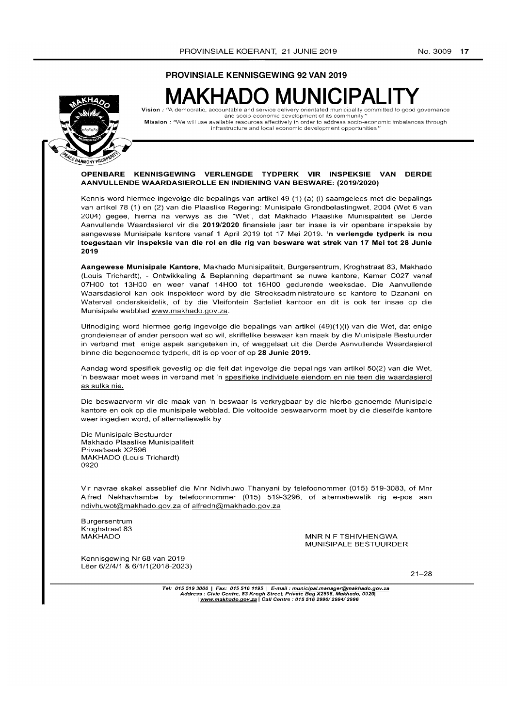## PROVINSIALE KENNISGEWING 92 VAN 2019

# MAKHADO MUNICIPALITY

**Vision** : "A democratic, accountable and service delivery orientated municipality committed to good governance and socio-economic development of its community"
**Mission** : "We will use available resources effectively in order to address socio-economic imbalances through infrastructure and local economic development opportunities"

**OPENBARE KENNISGEWING VERLENGDE TYDPERK VIR INSPEKSIE VAN DERDE AANVULLENDE WAARDASIEROLLE EN INDIENING VAN BESWARE: (2019/2020)**

Kennis word hiermee ingevolge die bepalings van artikel 49 (1) (a) (i) saamgelees met die bepalings van artikel 78 (1) en (2) van die Plaaslike Regering: Munisipale Grondbelastingwet, 2004 (Wet 6 van 2004) gegee, hierna na verwys as die "Wet", dat Makhado Plaaslike Munisipaliteit se Derde Aanvullende Waardasierol vir die **2019/2020** finansiele jaar ter insae is vir openbare inspeksie by aangewese Munisipale kantore vanaf 1 April 2019 tot 17 Mei 2019. **'n verlengde tydperk is nou toegestaan vir inspeksie van die rol en die rig van besware wat strek van 17 Mei tot 28 Junie 2019**

**Aangewese Munisipale Kantore**, Makhado Munisipaliteit, Burgersentrum, Kroghstraat 83, Makhado (Louis Trichardt), - Ontwikkeling & Beplanning department se nuwe kantore, Kamer C027 vanaf 07H00 tot 13H00 en weer vanaf 14H00 tot 16H00 gedurende weeksdae. Die Aanvullende Waarsdasierol kan ook inspekteer word by die Streeksadministrateure se kantore te Dzanani en Waterval onderskeidelik, of by die Vleifontein Satteliet kantoor en dit is ook ter insae op die Munisipale webblad www.makhado.gov.za.

Uitnodiging word hiermee gerig ingevolge die bepalings van artikel (49)(1)(i) van die Wet, dat enige grondeienaar of ander persoon wat so wil, skriftelike beswaar kan maak by die Munisipale Bestuurder in verband met enige aspek aangeteken in, of weggelaat uit die Derde Aanvullende Waardasierol binne die begenoemde tydperk, dit is op voor of op **28 Junie 2019.**

Aandag word spesifiek gevestig op die feit dat ingevolge die bepalings van artikel 50(2) van die Wet, 'n beswaar moet wees in verband met 'n spesifieke individuele eiendom en nie teen die waardasierol as sulks nie.

Die beswaarvorm vir die maak van 'n beswaar is verkrygbaar by die hierbo genoemde Munisipale kantore en ook op die munisipale webblad. Die voltooide beswaarvorm moet by die dieselfde kantore weer ingedien word, of alternatiewelik by

Die Munisipale Bestuurder
Makhado Plaaslike Munisipaliteit
Privaatsaak X2596
MAKHADO (Louis Trichardt)
0920

Vir navrae skakel asseblief die Mnr Ndivhuwo Thanyani by telefoonommer (015) 519-3083, of Mnr Alfred Nekhavhambe by telefoonnommer (015) 519-3296, of alternatiewelik rig e-pos aan ndivhuwot@makhado.gov.za of alfredn@makhado.gov.za

Burgersentrum
Kroghstraat 83
MAKHADO

MNR N F TSHIVHENGWA
MUNISIPALE BESTUURDER

Kennisgewing Nr 68 van 2019
Lêer 6/2/4/1 & 6/1/1(2018-2023)

21–28

*Tel: 015 519 3000 | Fax: 015 516 1195 | E-mail : municipal.manager@makhado.gov.za | Address : Civic Centre, 83 Krogh Street, Private Bag X2596, Makhado, 0920| | www.makhado.gov.za | Call Centre : 015 516 2990/ 2994/ 2996*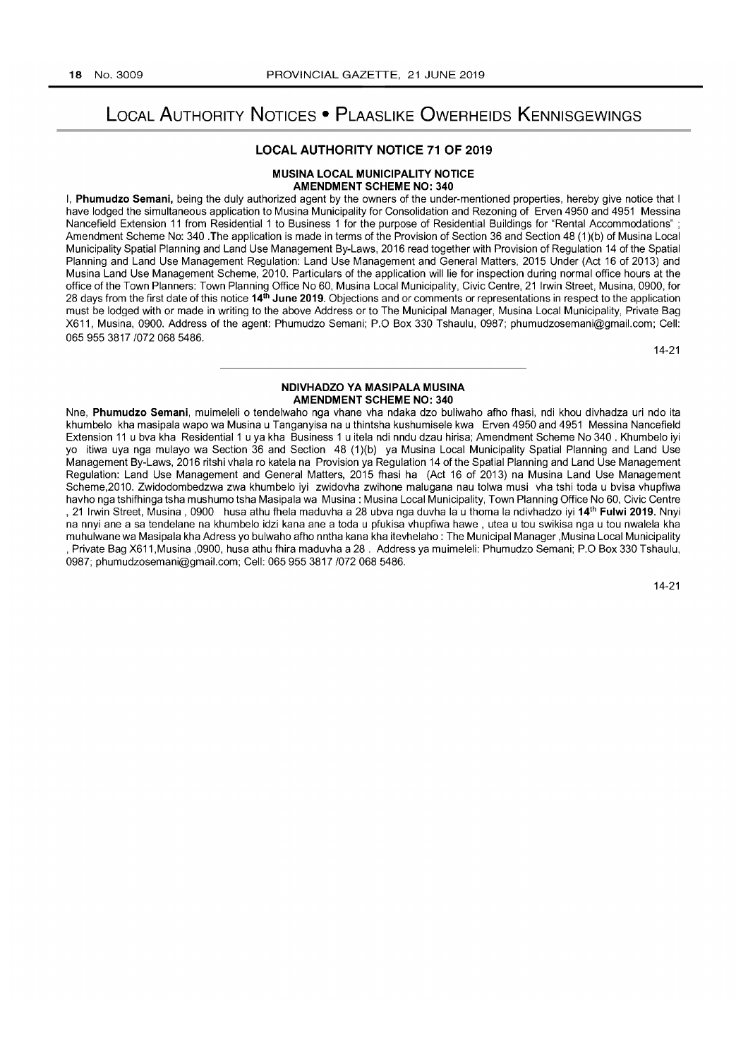# Local Authority Notices • Plaaslike Owerheids Kennisgewings

## LOCAL AUTHORITY NOTICE 71 OF 2019

### MUSINA LOCAL MUNICIPALITY NOTICE
### AMENDMENT SCHEME NO: 340

I, **Phumudzo Semani,** being the duly authorized agent by the owners of the under-mentioned properties, hereby give notice that I have lodged the simultaneous application to Musina Municipality for Consolidation and Rezoning of Erven 4950 and 4951 Messina Nancefield Extension 11 from Residential 1 to Business 1 for the purpose of Residential Buildings for "Rental Accommodations" ; Amendment Scheme No: 340 .The application is made in terms of the Provision of Section 36 and Section 48 (1)(b) of Musina Local Municipality Spatial Planning and Land Use Management By-Laws, 2016 read together with Provision of Regulation 14 of the Spatial Planning and Land Use Management Regulation: Land Use Management and General Matters, 2015 Under (Act 16 of 2013) and Musina Land Use Management Scheme, 2010. Particulars of the application will lie for inspection during normal office hours at the office of the Town Planners: Town Planning Office No 60, Musina Local Municipality, Civic Centre, 21 Irwin Street, Musina, 0900, for 28 days from the first date of this notice **14th June 2019**. Objections and or comments or representations in respect to the application must be lodged with or made in writing to the above Address or to The Municipal Manager, Musina Local Municipality, Private Bag X611, Musina, 0900. Address of the agent: Phumudzo Semani; P.O Box 330 Tshaulu, 0987; phumudzosemani@gmail.com; Cell: 065 955 3817 /072 068 5486.

14-21

---

### NDIVHADZO YA MASIPALA MUSINA
### AMENDMENT SCHEME NO: 340

Nne, **Phumudzo Semani**, muimeleli o tendelwaho nga vhane vha ndaka dzo buliwaho afho fhasi, ndi khou divhadza uri ndo ita khumbelo kha masipala wapo wa Musina u Tanganyisa na u thintsha kushumisele kwa Erven 4950 and 4951 Messina Nancefield Extension 11 u bva kha Residential 1 u ya kha Business 1 u itela ndi nndu dzau hirisa; Amendment Scheme No 340 . Khumbelo iyi yo itiwa uya nga mulayo wa Section 36 and Section 48 (1)(b) ya Musina Local Municipality Spatial Planning and Land Use Management By-Laws, 2016 ritshi vhala ro katela na Provision ya Regulation 14 of the Spatial Planning and Land Use Management Regulation: Land Use Management and General Matters, 2015 fhasi ha (Act 16 of 2013) na Musina Land Use Management Scheme,2010. Zwidodombedzwa zwa khumbelo iyi zwidovha zwihone malugana nau tolwa musi vha tshi toda u bvisa vhupfiwa havho nga tshifhinga tsha mushumo tsha Masipala wa Musina : Musina Local Municipality, Town Planning Office No 60, Civic Centre , 21 Irwin Street, Musina , 0900 husa athu fhela maduvha a 28 ubva nga duvha la u thoma la ndivhadzo iyi **14th Fulwi 2019.** Nnyi na nnyi ane a sa tendelane na khumbelo idzi kana ane a toda u pfukisa vhupfiwa hawe , utea u tou swikisa nga u tou nwalela kha muhulwane wa Masipala kha Adress yo bulwaho afho nntha kana kha itevhelaho : The Municipal Manager ,Musina Local Municipality , Private Bag X611,Musina ,0900, husa athu fhira maduvha a 28 . Address ya muimeleli: Phumudzo Semani; P.O Box 330 Tshaulu, 0987; phumudzosemani@gmail.com; Cell: 065 955 3817 /072 068 5486.

14-21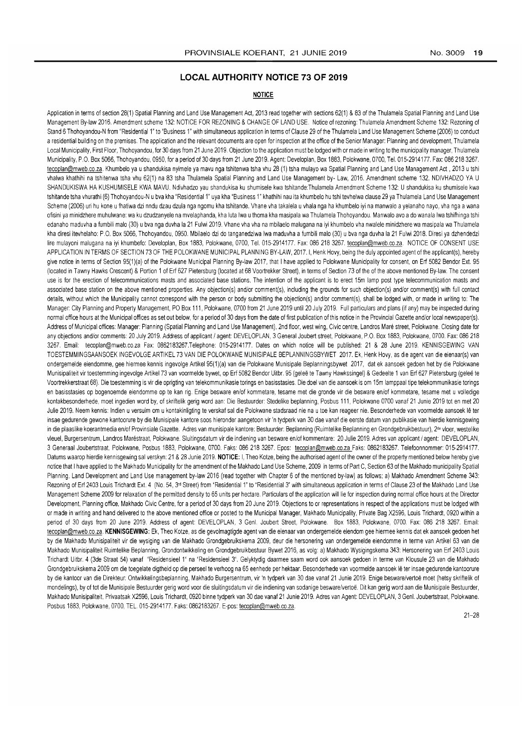## LOCAL AUTHORITY NOTICE 73 OF 2019

### NOTICE

Application in terms of section 28(1) Spatial Planning and Land Use Management Act, 2013 read together with sections 62(1) & 83 of the Thulamela Spatial Planning and Land Use Management By-law 2016. Amendment scheme 132: NOTICE FOR REZONING & CHANGE OF LAND USE. Notice of rezoning: Thulamela Amendment Scheme 132: Rezoning of Stand 6 Thohoyandou-N from "Residential 1" to "Business 1" with simultaneous application in terms of Clause 29 of the Thulamela Land Use Management Scheme (2006) to conduct a residential building on the premises. The application and the relevant documents are open for inspection at the office of the Senior Manager: Planning and development, Thulamela Local Municipality, First Floor, Thohoyandou, for 30 days from 21 June 2019. Objection to the application must be lodged with or made in writing to the municipality manager, Thulamela Municipality, P.O. Box 5066, Thohoyandou, 0950, for a period of 30 days from 21 June 2019. Agent: Developlan, Box 1883, Polokwane, 0700, Tel. 015-2914177. Fax: 086 218 3267. tecoplan@mweb.co.za. Khumbelo ya u shandukisa nyimele ya mavu nga tshitenwa tsha vhu 28 (1) tsha mulayo wa Spatial Planning and Land Use Management Act , 2013 u tshi vhalwa khathihi na tshitenwa tsha vhu 62(1) na 83 tsha Thulamela Spatial Planning and Land Use Management by- Law, 2016. Amendment scheme 132. NDIVHADZO YA U SHANDUKISWA HA KUSHUMISELE KWA MAVU. Ndivhadzo yau shandukisa ku shumisele kwa tshitandie:Thulamela Amendment Scheme 132: U shandukisa ku shumisele kwa tshitande tsha vhurathi (6) Thohoyandou-N u bva kha "Residential 1" uya kha "Business 1" khathihi nau ita khumbelo hu tshi tevhelwa clause 29 ya Thulamela Land Use Management Scheme (2006) uri hu kone u fhatiwa dzi nndu dzau dzula nga ngomu kha tshitande. Vhane vha takalela u vhala nga ha khumbelo iyi na manwalo a yelanaho nayo, vha nga a wana ofisini ya minidzhere muhulwane: wa ku dzudzanyele na mvelaphanda, kha luta lwa u thoma kha masipala wa Thulamela Thohoyandou. Manwalo avo a do wanala lwa tshifhinga tshi edanaho maduvha a fumbili malo (30) u bva nga duvha la 21 Fulwi 2019. Vhane vha vha na mbilaelo malugana na iyi khumbelo vha nwalele minidzhere wa masipala wa Thulamela kha diresi itevhelaho: P.O. Box 5066, Thohoyandou, 0950. Mbilaelo dzi do tanganedziwa lwa maduvha a fumbili malo (30) u bva nga duvha la 21 Fulwi 2018. Diresi ya dzhendedzi lire mulayoni malugana na iyi khumbelo: Developlan, Box 1883, Polokwane, 0700, Tel. 015-2914177. Fax: 086 218 3267. tecoplan@mweb.co.za. NOTICE OF CONSENT USE APPLICATION IN TERMS OF SECTION 73 OF THE POLOKWANE MUNICIPAL PLANNING BY-LAW, 2017. I, Henk Hovy, being the duly appointed agent of the applicant(s), hereby give notice in terms of Section 95(1)(a) of the Polokwane Municipal Planning By-law 2017, that I have applied to Polokwane Municipality for consent, on Erf 5082 Bendor Ext. 95 (located in Tawny Hawks Crescent) & Portion 1 of Erf 627 Pietersburg (located at 68 Voortrekker Street), in terms of Section 73 of the of the above mentioned By-law. The consent use is for the erection of telecommunications masts and associated base stations. The intention of the applicant is to erect 15m lamp post type telecommunication masts and associated base station on the above mentioned properties. Any objection(s) and/or comment(s), including the grounds for such objection(s) and/or comment(s) with full contact details, without which the Municipality cannot correspond with the person or body submitting the objection(s) and/or comment(s), shall be lodged with, or made in writing to: The Manager: City Planning and Property Management, PO Box 111, Polokwane, 0700 from 21 June 2019 until 20 July 2019. Full particulars and plans (if any) may be inspected during normal office hours at the Municipal offices as set out below, for a period of 30 days from the date of first publication of this notice in the Provincial Gazette and/or local newspaper(s). Address of Municipal offices: Manager: Planning (Spatial Planning and Land Use Management), 2nd floor, west wing, Civic centre, Landros Maré street, Polokwane. Closing date for any objections and/or comments: 20 July 2019. Address of applicant / agent: DEVELOPLAN, 3 General Joubert street, Polokwane, P.O. Box 1883, Polokwane, 0700. Fax: 086 218 3267. Email: tecoplan@mweb.co.za Fax: 0862183267.Telephone: 015-2914177. Dates on which notice will be published: 21 & 28 June 2019. KENNISGEWING VAN TOESTEMMINGSAANSOEK INGEVOLGE ARTIKEL 73 VAN DIE POLOKWANE MUNISIPALE BEPLANNINGSBYWET 2017. Ek, Henk Hovy, as die agent van die eienaar(s) van ondergemelde eiendomme, gee hiermee kennis ingevolge Artikel 95(1)(a) van die Polokwane Munisipale Beplanningsbywet 2017, dat ek aansoek gedoen het by die Polokwane Munisipaliteit vir toestemming ingevolge Artikel 73 van voormelde bywet, op Erf 5082 Bendor Uitbr. 95 (geleë te Tawny Hawkssingel) & Gedeelte 1 van Erf 627 Pietersburg (geleë te Voortrekkerstraat 68). Die toestemming is vir die oprigting van telekommunikasie torings en basisstasies. Die doel van die aansoek is om 15m lamppaal tipe telekommunikasie torings en basisstasies op bogenoemde eiendomme op te kan rig. Enige besware en/of kommetare, tesame met die gronde vir die besware en/of kommetare, tesame met u volledige kontakbesonderhede, moet ingedien word by, of skriftelik gerig word aan: Die Bestuurder: Stedelike beplanning, Posbus 111, Polokwane 0700 vanaf 21 Junie 2019 tot en met 20 Julie 2019. Neem kennis: Indien u versuim om u kontakinligting te verskaf sal die Polokwane stadsraad nie na u toe kan reageer nie. Besonderhede van voormelde aansoek lê ter insae gedurende gewone kantoorure by die Munisipale kantore soos hieronder aangetoon vir 'n tydperk van 30 dae vanaf die eerste datum van publikasie van hierdie kennisgewing in die plaaslike koerantmedia en/of Provinsiale Gazette. Adres van munisipale kantore: Bestuurder: Beplanning (Ruimtelike Beplanning en Grondgebruikbestuur), 2de vloer, westelike vleuel, Burgersentrum, Landros Maréstraat, Polokwane. Sluitingsdatum vir die indiening van besware en/of kommentare: 20 Julie 2019. Adres van applicant / agent: DEVELOPLAN, 3 Generaal Joubertstraat, Polokwane, Posbus 1883, Polokwane, 0700. Faks: 086 218 3267. Epos: tecoplan@mweb.co.za Faks: 0862183267. Telefoonnommer: 015-2914177. Datums waarop hierdie kennisgewing sal verskyn: 21 & 28 Junie 2019. **NOTICE:** I, Theo Kotze, being the authorised agent of the owner of the property mentioned below hereby give notice that I have applied to the Makhado Municipality for the amendment of the Makhado Land Use Scheme, 2009 in terms of Part C, Section 63 of the Makhado municipality Spatial Planning, Land Development and Land Use management by-law 2016 (read together with Chapter 6 of the mentioned by-law) as follows; a) Makhado Amendment Scheme 343: Rezoning of Erf 2403 Louis Trichardt Ext. 4 (No. 54, 3rd Street) from "Residential 1" to "Residential 3" with simultaneous application in terms of Clause 23 of the Makhado Land Use Management Scheme 2009 for relaxation of the permitted density to 65 units per hectare. Particulars of the application will lie for inspection during normal office hours at the Director Development, Planning office, Makhado Civic Centre, for a period of 30 days from 20 June 2019. Objections to or representations in respect of the applications must be lodged with or made in writing and hand delivered to the above mentioned office or posted to the Municipal Manager, Makhado Municipality, Private Bag X2596, Louis Trichardt, 0920 within a period of 30 days from 20 June 2019. Address of agent: DEVELOPLAN, 3 Genl. Joubert Street, Polokwane. Box 1883, Polokwane, 0700. Fax: 086 218 3267. Email: tecoplan@mweb.co.za. **KENNISGEWING:** Ek, Theo Kotze, as die gevolmagtigde agent van die eienaar van ondergemelde eiendom gee hiermee kennis dat ek aansoek gedoen het by die Makhado Munisipaliteit vir die wysiging van die Makhado Grondgebruikskema 2009, deur die hersonering van ondergemelde eiendomme in terme van Artikel 63 van die Makhado Munisipaliteit Ruimtelike Beplanning, Grondontwikkeling en Grondgebruikbestuur Bywet 2016, as volg: a) Makhado Wysigingskema 343: Hersonering van Erf 2403 Louis Trichardt Uitbr. 4 (3de Straat 54) vanaf "Residensieel 1" na "Residensieel 3". Gelyktydig daarmee saam word ook aansoek gedoen in terme van Klousule 23 van die Makhado Grondgebruikskema 2009 om die toegelate digtheid op die perseel te verhoog na 65 eenhede per hektaar. Besonderhede van voormelde aansoek lê ter insae gedurende kantoorure by die kantoor van die Direkteur: Ontwikkelingsbeplanning, Makhado Burgersentrum, vir 'n tydperk van 30 dae vanaf 21 Junie 2019. Enige besware/vertoë moet (hetsy skriftelik of mondelings), by of tot die Munisipale Bestuurder gerig word voor die sluitingsdatum vir die indiening van sodanige besware/vertoë. Dit kan gerig word aan die Munisipale Bestuurder, Makhado Munisipaliteit, Privaatsak X2596, Louis Trichardt, 0920 binne tydperk van 30 dae vanaf 21 Junie 2019. Adres van Agent: DEVELOPLAN, 3 Genl. Joubertstraat, Polokwane. Posbus 1883, Polokwane, 0700, TEL. 015-2914177. Faks: 0862183267. E-pos: tecoplan@mweb.co.za.

21–28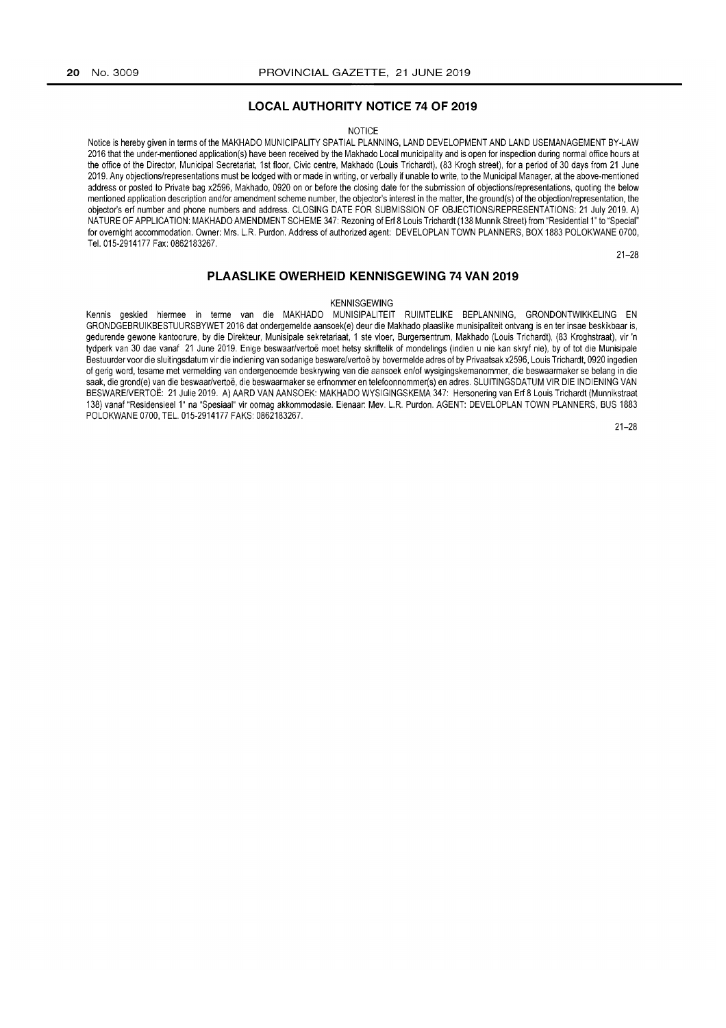## LOCAL AUTHORITY NOTICE 74 OF 2019

NOTICE

Notice is hereby given in terms of the MAKHADO MUNICIPALITY SPATIAL PLANNING, LAND DEVELOPMENT AND LAND USEMANAGEMENT BY-LAW 2016 that the under-mentioned application(s) have been received by the Makhado Local municipality and is open for inspection during normal office hours at the office of the Director, Municipal Secretariat, 1st floor, Civic centre, Makhado (Louis Trichardt), (83 Krogh street), for a period of 30 days from 21 June 2019. Any objections/representations must be lodged with or made in writing, or verbally if unable to write, to the Municipal Manager, at the above-mentioned address or posted to Private bag x2596, Makhado, 0920 on or before the closing date for the submission of objections/representations, quoting the below mentioned application description and/or amendment scheme number, the objector's interest in the matter, the ground(s) of the objection/representation, the objector's erf number and phone numbers and address. CLOSING DATE FOR SUBMISSION OF OBJECTIONS/REPRESENTATIONS: 21 July 2019. A) NATURE OF APPLICATION: MAKHADO AMENDMENT SCHEME 347: Rezoning of Erf 8 Louis Trichardt (138 Munnik Street) from "Residential 1" to "Special" for overnight accommodation. Owner: Mrs. L.R. Purdon. Address of authorized agent: DEVELOPLAN TOWN PLANNERS, BOX 1883 POLOKWANE 0700, Tel. 015-2914177 Fax: 0862183267.

21–28

## PLAASLIKE OWERHEID KENNISGEWING 74 VAN 2019

KENNISGEWING

Kennis geskied hiermee in terme van die MAKHADO MUNISIPALITEIT RUIMTELIKE BEPLANNING, GRONDONTWIKKELING EN GRONDGEBRUIKBESTUURSBYWET 2016 dat ondergemelde aansoek(e) deur die Makhado plaaslike munisipaliteit ontvang is en ter insae beskikbaar is, gedurende gewone kantoorure, by die Direkteur, Munisipale sekretariaat, 1 ste vloer, Burgersentrum, Makhado (Louis Trichardt), (83 Kroghstraat), vir 'n tydperk van 30 dae vanaf 21 June 2019. Enige beswaar/vertoë moet hetsy skriftelik of mondelings (indien u nie kan skryf nie), by of tot die Munisipale Bestuurder voor die sluitingsdatum vir die indiening van sodanige besware/vertoë by bovermelde adres of by Privaatsak x2596, Louis Trichardt, 0920 ingedien of gerig word, tesame met vermelding van ondergenoemde beskrywing van die aansoek en/of wysigingskemanommer, die beswaarmaker se belang in die saak, die grond(e) van die beswaar/vertoë, die beswaarmaker se erfnommer en telefoonnommer(s) en adres. SLUITINGSDATUM VIR DIE INDIENING VAN BESWARE/VERTOË: 21 Julie 2019. A) AARD VAN AANSOEK: MAKHADO WYSIGINGSKEMA 347: Hersonering van Erf 8 Louis Trichardt (Munnikstraat 138) vanaf "Residensieel 1" na "Spesiaal" vir oornag akkommodasie. Eienaar: Mev. L.R. Purdon. AGENT: DEVELOPLAN TOWN PLANNERS, BUS 1883 POLOKWANE 0700, TEL. 015-2914177 FAKS: 0862183267.

21–28